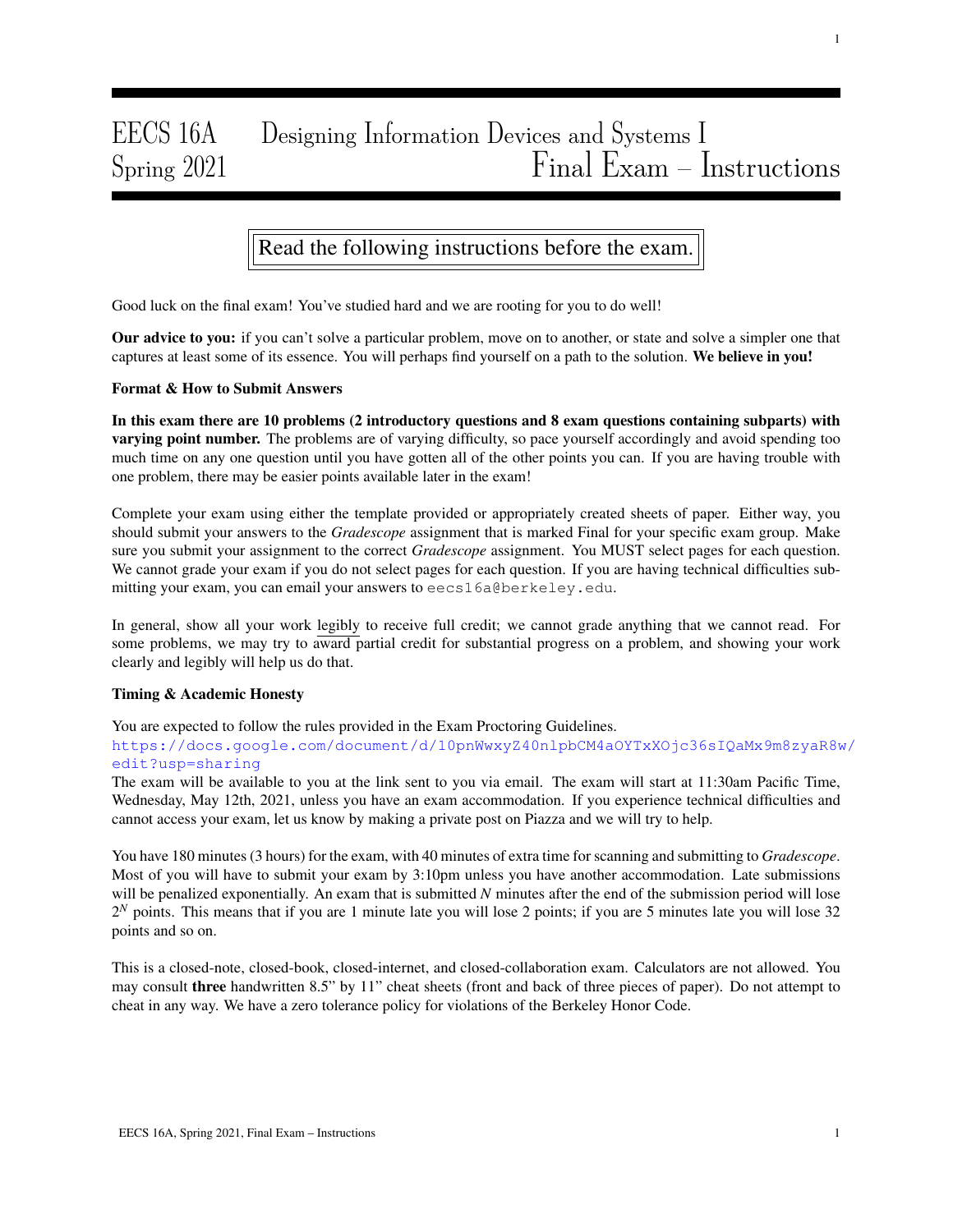# EECS 16A Designing Information Devices and Systems I
## Spring 2021 Final Exam – Instructions

**Read the following instructions before the exam.**

Good luck on the final exam! You've studied hard and we are rooting for you to do well!

**Our advice to you:** if you can't solve a particular problem, move on to another, or state and solve a simpler one that captures at least some of its essence. You will perhaps find yourself on a path to the solution. **We believe in you!**

### Format & How to Submit Answers

**In this exam there are 10 problems (2 introductory questions and 8 exam questions containing subparts) with varying point number.** The problems are of varying difficulty, so pace yourself accordingly and avoid spending too much time on any one question until you have gotten all of the other points you can. If you are having trouble with one problem, there may be easier points available later in the exam!

Complete your exam using either the template provided or appropriately created sheets of paper. Either way, you should submit your answers to the *Gradescope* assignment that is marked Final for your specific exam group. Make sure you submit your assignment to the correct *Gradescope* assignment. You MUST select pages for each question. We cannot grade your exam if you do not select pages for each question. If you are having technical difficulties submitting your exam, you can email your answers to eecs16a@berkeley.edu.

In general, show all your work legibly to receive full credit; we cannot grade anything that we cannot read. For some problems, we may try to award partial credit for substantial progress on a problem, and showing your work clearly and legibly will help us do that.

### Timing & Academic Honesty

You are expected to follow the rules provided in the Exam Proctoring Guidelines.
https://docs.google.com/document/d/10pnWwxyZ40nlpbCM4aOYTxXOjc36sIQaMx9m8zyaR8w/edit?usp=sharing
The exam will be available to you at the link sent to you via email. The exam will start at 11:30am Pacific Time, Wednesday, May 12th, 2021, unless you have an exam accommodation. If you experience technical difficulties and cannot access your exam, let us know by making a private post on Piazza and we will try to help.

You have 180 minutes (3 hours) for the exam, with 40 minutes of extra time for scanning and submitting to *Gradescope*. Most of you will have to submit your exam by 3:10pm unless you have another accommodation. Late submissions will be penalized exponentially. An exam that is submitted $N$ minutes after the end of the submission period will lose $2^N$ points. This means that if you are 1 minute late you will lose 2 points; if you are 5 minutes late you will lose 32 points and so on.

This is a closed-note, closed-book, closed-internet, and closed-collaboration exam. Calculators are not allowed. You may consult **three** handwritten 8.5" by 11" cheat sheets (front and back of three pieces of paper). Do not attempt to cheat in any way. We have a zero tolerance policy for violations of the Berkeley Honor Code.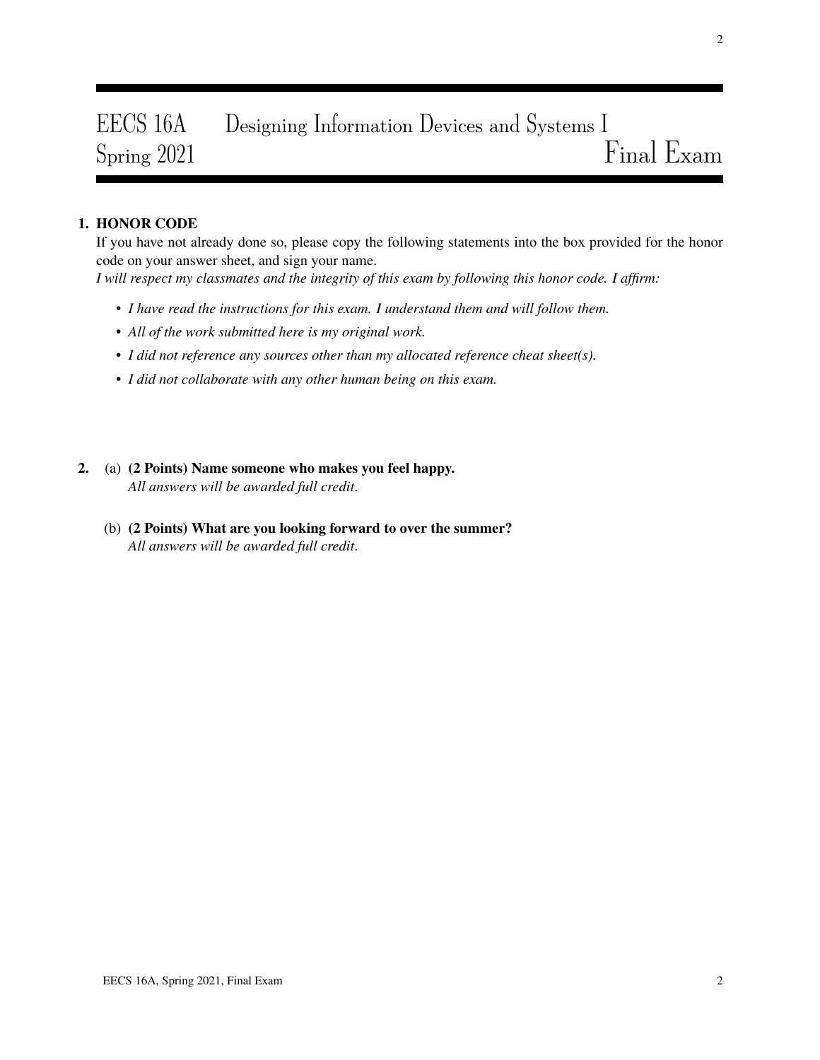# EECS 16A Designing Information Devices and Systems I
## Spring 2021 Final Exam

**1. HONOR CODE**

If you have not already done so, please copy the following statements into the box provided for the honor code on your answer sheet, and sign your name.

*I will respect my classmates and the integrity of this exam by following this honor code. I affirm:*

- *I have read the instructions for this exam. I understand them and will follow them.*
- *All of the work submitted here is my original work.*
- *I did not reference any sources other than my allocated reference cheat sheet(s).*
- *I did not collaborate with any other human being on this exam.*

**2.** (a) **(2 Points) Name someone who makes you feel happy.**
*All answers will be awarded full credit.*

(b) **(2 Points) What are you looking forward to over the summer?**
*All answers will be awarded full credit.*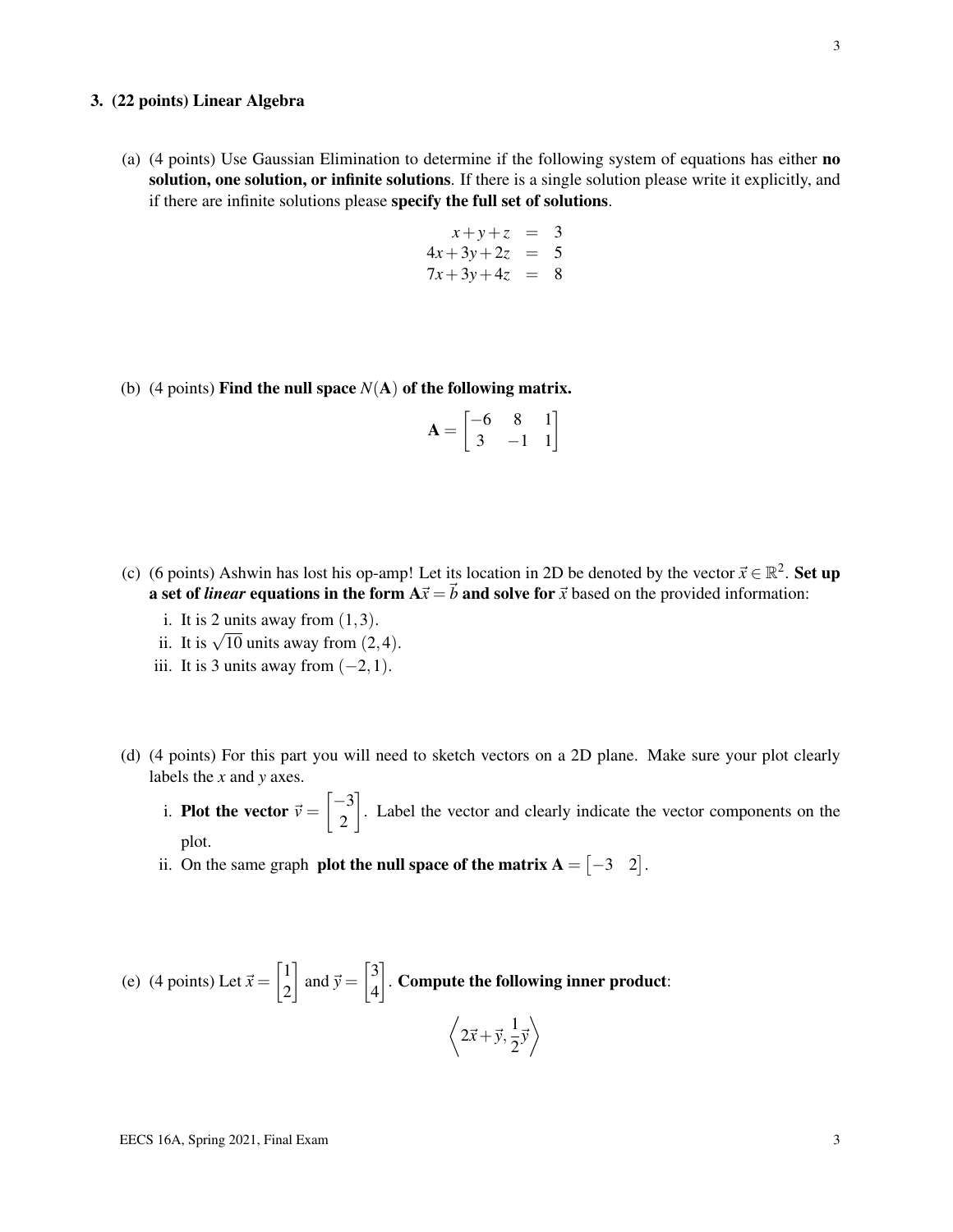**3. (22 points) Linear Algebra**

(a) (4 points) Use Gaussian Elimination to determine if the following system of equations has either **no solution, one solution, or infinite solutions**. If there is a single solution please write it explicitly, and if there are infinite solutions please **specify the full set of solutions**.

$$
\begin{aligned}
x+y+z &= 3 \\
4x+3y+2z &= 5 \\
7x+3y+4z &= 8
\end{aligned}
$$

(b) (4 points) **Find the null space $N(\mathbf{A})$ of the following matrix.**

$$
\mathbf{A} = \begin{bmatrix} -6 & 8 & 1 \\ 3 & -1 & 1 \end{bmatrix}
$$

(c) (6 points) Ashwin has lost his op-amp! Let its location in 2D be denoted by the vector $\vec{x} \in \mathbb{R}^2$. **Set up a set of *linear* equations in the form $\mathbf{A}\vec{x} = \vec{b}$ and solve for $\vec{x}$** based on the provided information:

i. It is 2 units away from $(1,3)$.
ii. It is $\sqrt{10}$ units away from $(2,4)$.
iii. It is 3 units away from $(-2,1)$.

(d) (4 points) For this part you will need to sketch vectors on a 2D plane. Make sure your plot clearly labels the $x$ and $y$ axes.

i. **Plot the vector** $\vec{v} = \begin{bmatrix} -3 \\ 2 \end{bmatrix}$. Label the vector and clearly indicate the vector components on the plot.
ii. On the same graph **plot the null space of the matrix** $\mathbf{A} = \begin{bmatrix} -3 & 2 \end{bmatrix}$.

(e) (4 points) Let $\vec{x} = \begin{bmatrix} 1 \\ 2 \end{bmatrix}$ and $\vec{y} = \begin{bmatrix} 3 \\ 4 \end{bmatrix}$. **Compute the following inner product**:

$$
\left\langle 2\vec{x} + \vec{y}, \frac{1}{2}\vec{y} \right\rangle
$$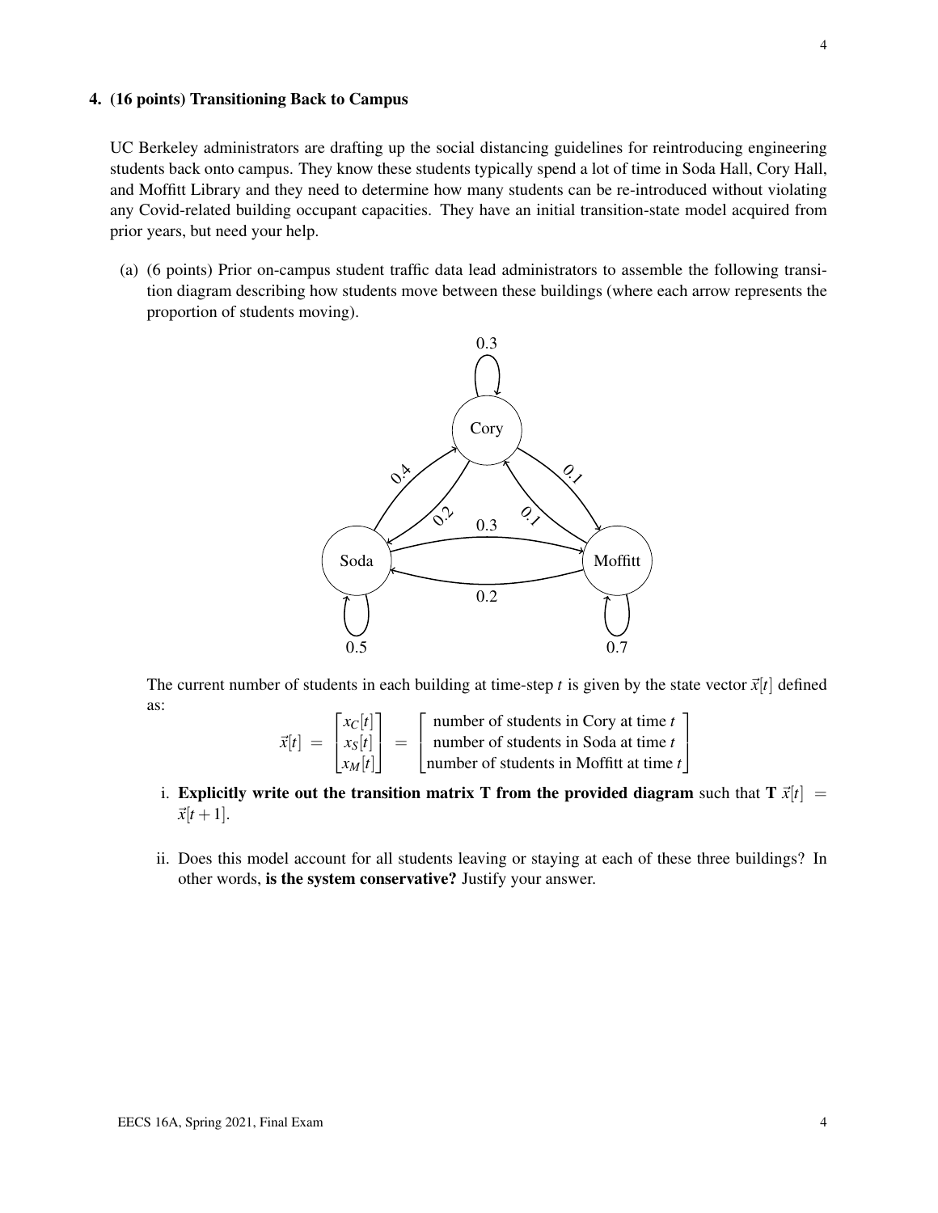**4. (16 points) Transitioning Back to Campus**

UC Berkeley administrators are drafting up the social distancing guidelines for reintroducing engineering students back onto campus. They know these students typically spend a lot of time in Soda Hall, Cory Hall, and Moffitt Library and they need to determine how many students can be re-introduced without violating any Covid-related building occupant capacities. They have an initial transition-state model acquired from prior years, but need your help.

(a) (6 points) Prior on-campus student traffic data lead administrators to assemble the following transition diagram describing how students move between these buildings (where each arrow represents the proportion of students moving).

The current number of students in each building at time-step $t$ is given by the state vector $\vec{x}[t]$ defined as:

$$\vec{x}[t] = \begin{bmatrix} x_C[t] \\ x_S[t] \\ x_M[t] \end{bmatrix} = \begin{bmatrix} \text{number of students in Cory at time } t \\ \text{number of students in Soda at time } t \\ \text{number of students in Moffitt at time } t \end{bmatrix}$$

i. **Explicitly write out the transition matrix T from the provided diagram** such that $\mathbf{T}\,\vec{x}[t] = \vec{x}[t+1]$.

ii. Does this model account for all students leaving or staying at each of these three buildings? In other words, **is the system conservative?** Justify your answer.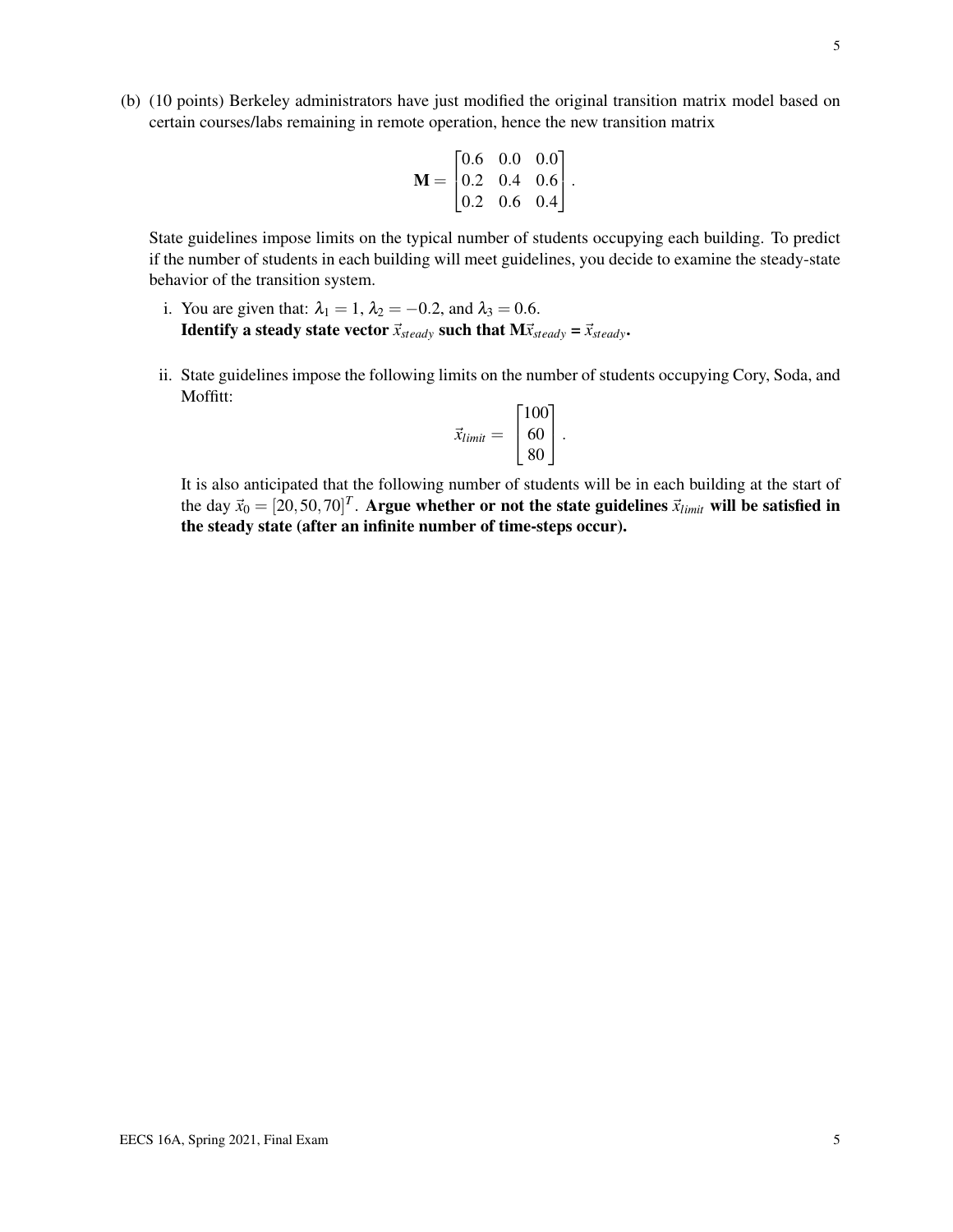(b) (10 points) Berkeley administrators have just modified the original transition matrix model based on certain courses/labs remaining in remote operation, hence the new transition matrix

$$\mathbf{M} = \begin{bmatrix} 0.6 & 0.0 & 0.0 \\ 0.2 & 0.4 & 0.6 \\ 0.2 & 0.6 & 0.4 \end{bmatrix}.$$

State guidelines impose limits on the typical number of students occupying each building. To predict if the number of students in each building will meet guidelines, you decide to examine the steady-state behavior of the transition system.

i. You are given that: $\lambda_1 = 1$, $\lambda_2 = -0.2$, and $\lambda_3 = 0.6$.
**Identify a steady state vector $\vec{x}_{steady}$ such that $\mathbf{M}\vec{x}_{steady} = \vec{x}_{steady}$.**

ii. State guidelines impose the following limits on the number of students occupying Cory, Soda, and Moffitt:

$$\vec{x}_{limit} = \begin{bmatrix} 100 \\ 60 \\ 80 \end{bmatrix}.$$

It is also anticipated that the following number of students will be in each building at the start of the day $\vec{x}_0 = [20, 50, 70]^T$. **Argue whether or not the state guidelines $\vec{x}_{limit}$ will be satisfied in the steady state (after an infinite number of time-steps occur).**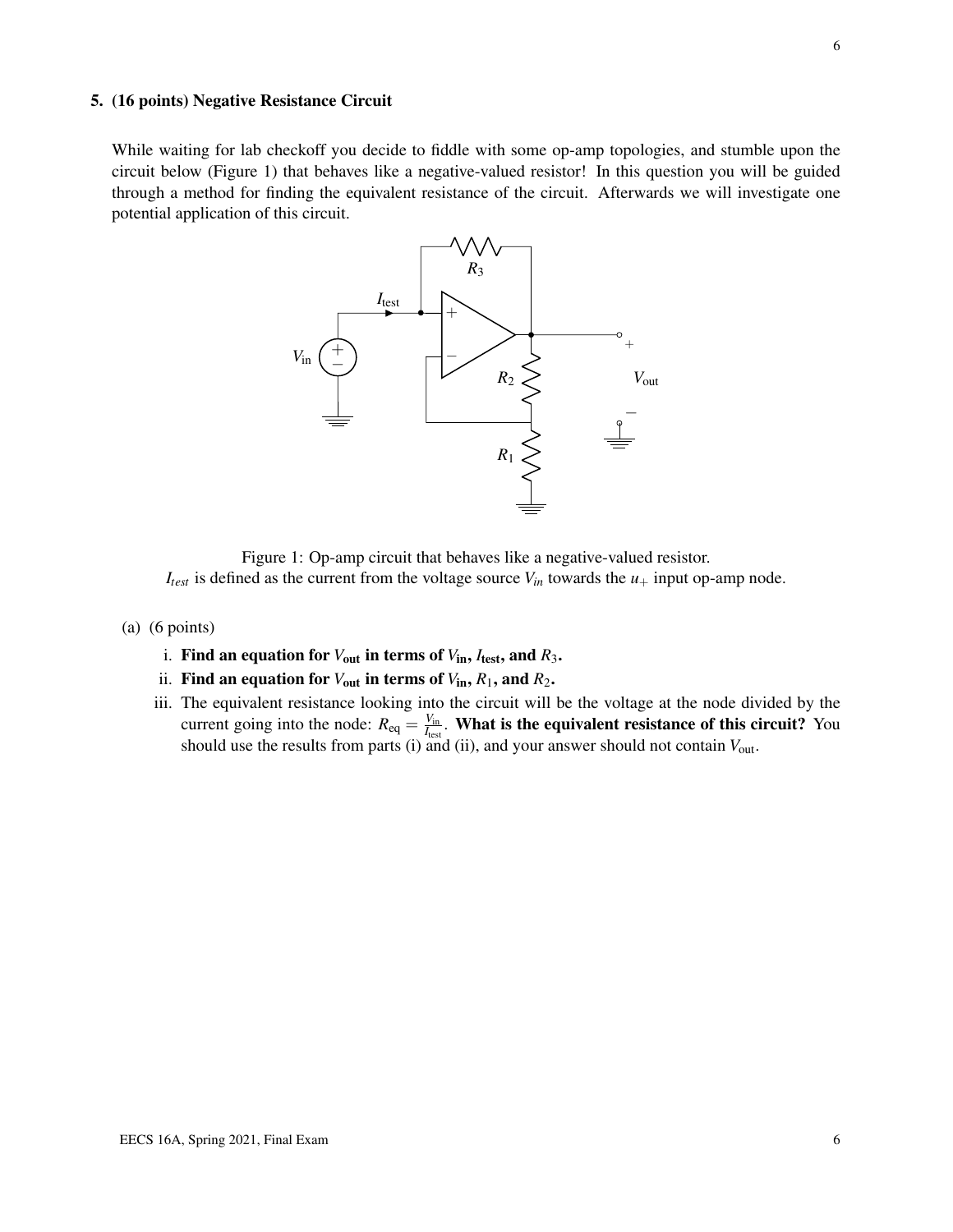## 5. (16 points) Negative Resistance Circuit

While waiting for lab checkoff you decide to fiddle with some op-amp topologies, and stumble upon the circuit below (Figure 1) that behaves like a negative-valued resistor! In this question you will be guided through a method for finding the equivalent resistance of the circuit. Afterwards we will investigate one potential application of this circuit.

Figure 1: Op-amp circuit that behaves like a negative-valued resistor.
$I_{test}$ is defined as the current from the voltage source $V_{in}$ towards the $u_+$ input op-amp node.

(a) (6 points)

i. **Find an equation for $V_{out}$ in terms of $V_{in}$, $I_{test}$, and $R_3$.**

ii. **Find an equation for $V_{out}$ in terms of $V_{in}$, $R_1$, and $R_2$.**

iii. The equivalent resistance looking into the circuit will be the voltage at the node divided by the current going into the node: $R_{eq} = \frac{V_{in}}{I_{test}}$. **What is the equivalent resistance of this circuit?** You should use the results from parts (i) and (ii), and your answer should not contain $V_{out}$.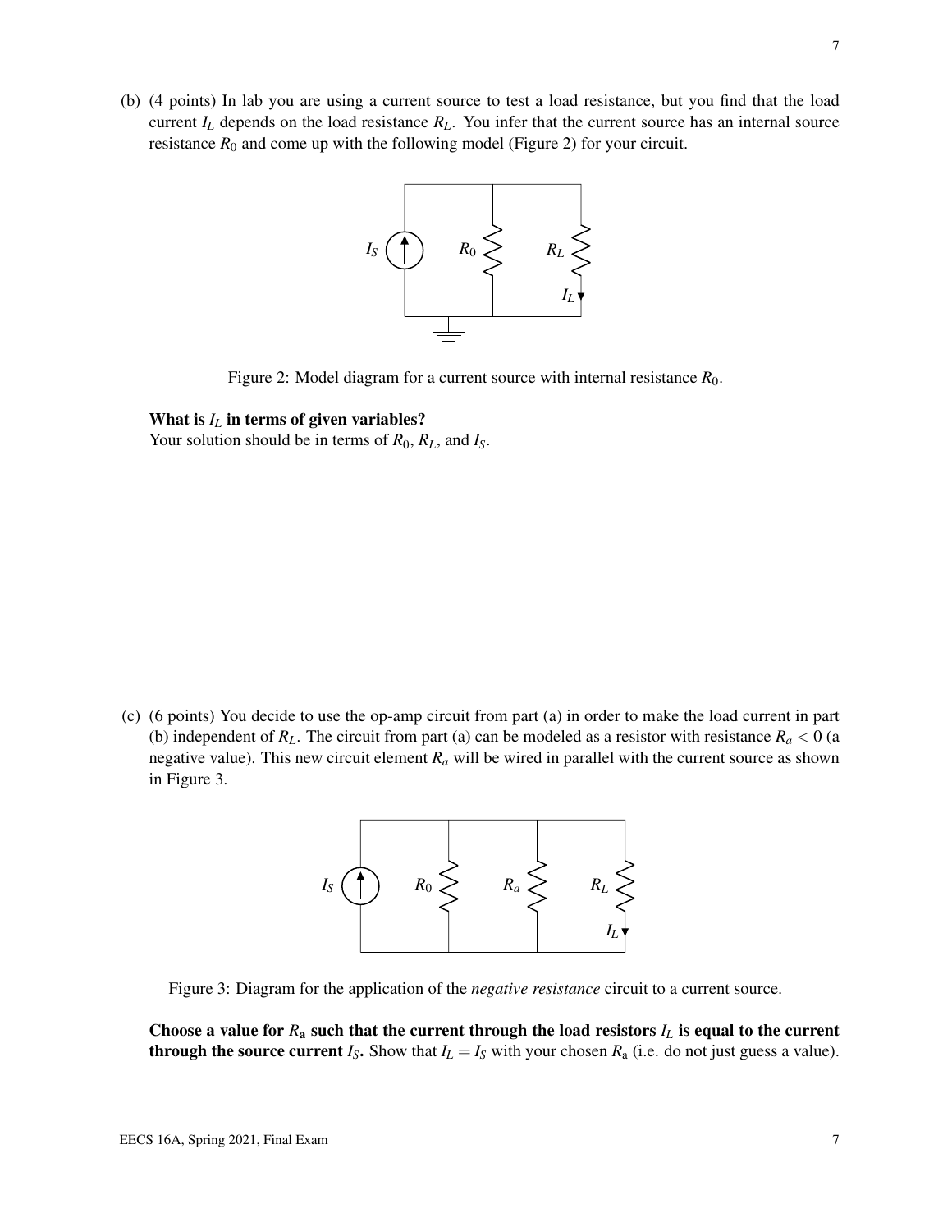(b) (4 points) In lab you are using a current source to test a load resistance, but you find that the load current $I_L$ depends on the load resistance $R_L$. You infer that the current source has an internal source resistance $R_0$ and come up with the following model (Figure 2) for your circuit.

Figure 2: Model diagram for a current source with internal resistance $R_0$.

**What is $I_L$ in terms of given variables?**
Your solution should be in terms of $R_0$, $R_L$, and $I_S$.

(c) (6 points) You decide to use the op-amp circuit from part (a) in order to make the load current in part (b) independent of $R_L$. The circuit from part (a) can be modeled as a resistor with resistance $R_a < 0$ (a negative value). This new circuit element $R_a$ will be wired in parallel with the current source as shown in Figure 3.

Figure 3: Diagram for the application of the *negative resistance* circuit to a current source.

**Choose a value for $R_a$ such that the current through the load resistors $I_L$ is equal to the current through the source current $I_S$.** Show that $I_L = I_S$ with your chosen $R_a$ (i.e. do not just guess a value).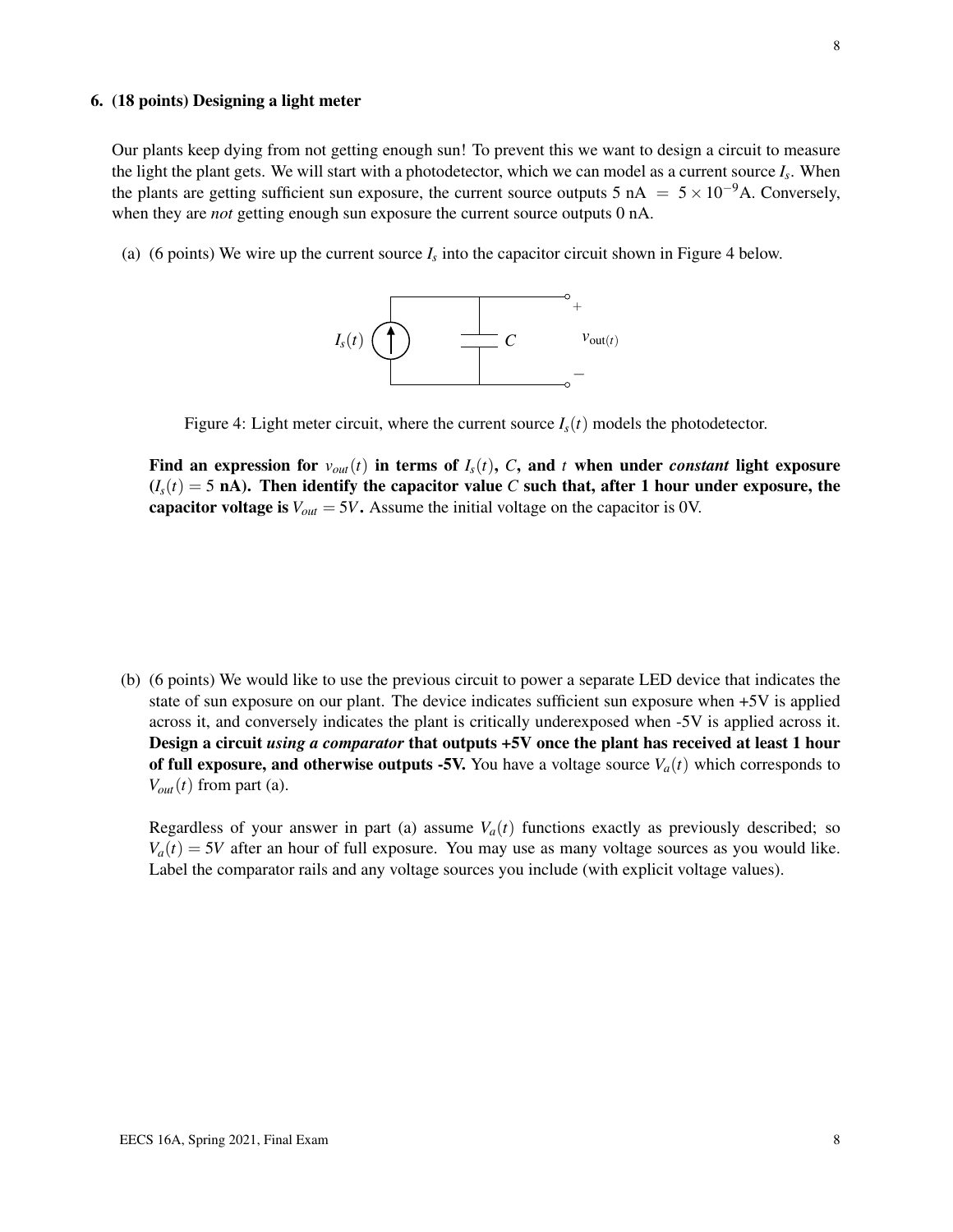**6. (18 points) Designing a light meter**

Our plants keep dying from not getting enough sun! To prevent this we want to design a circuit to measure the light the plant gets. We will start with a photodetector, which we can model as a current source $I_s$. When the plants are getting sufficient sun exposure, the current source outputs 5 nA $= 5 \times 10^{-9}$A. Conversely, when they are *not* getting enough sun exposure the current source outputs 0 nA.

(a) (6 points) We wire up the current source $I_s$ into the capacitor circuit shown in Figure 4 below.

Figure 4: Light meter circuit, where the current source $I_s(t)$ models the photodetector.

**Find an expression for $v_{out}(t)$ in terms of $I_s(t)$, $C$, and $t$ when under *constant* light exposure ($I_s(t) = 5$ nA). Then identify the capacitor value $C$ such that, after 1 hour under exposure, the capacitor voltage is $V_{out} = 5V$.** Assume the initial voltage on the capacitor is 0V.

(b) (6 points) We would like to use the previous circuit to power a separate LED device that indicates the state of sun exposure on our plant. The device indicates sufficient sun exposure when +5V is applied across it, and conversely indicates the plant is critically underexposed when -5V is applied across it. **Design a circuit *using a comparator* that outputs +5V once the plant has received at least 1 hour of full exposure, and otherwise outputs -5V.** You have a voltage source $V_a(t)$ which corresponds to $V_{out}(t)$ from part (a).

Regardless of your answer in part (a) assume $V_a(t)$ functions exactly as previously described; so $V_a(t) = 5V$ after an hour of full exposure. You may use as many voltage sources as you would like. Label the comparator rails and any voltage sources you include (with explicit voltage values).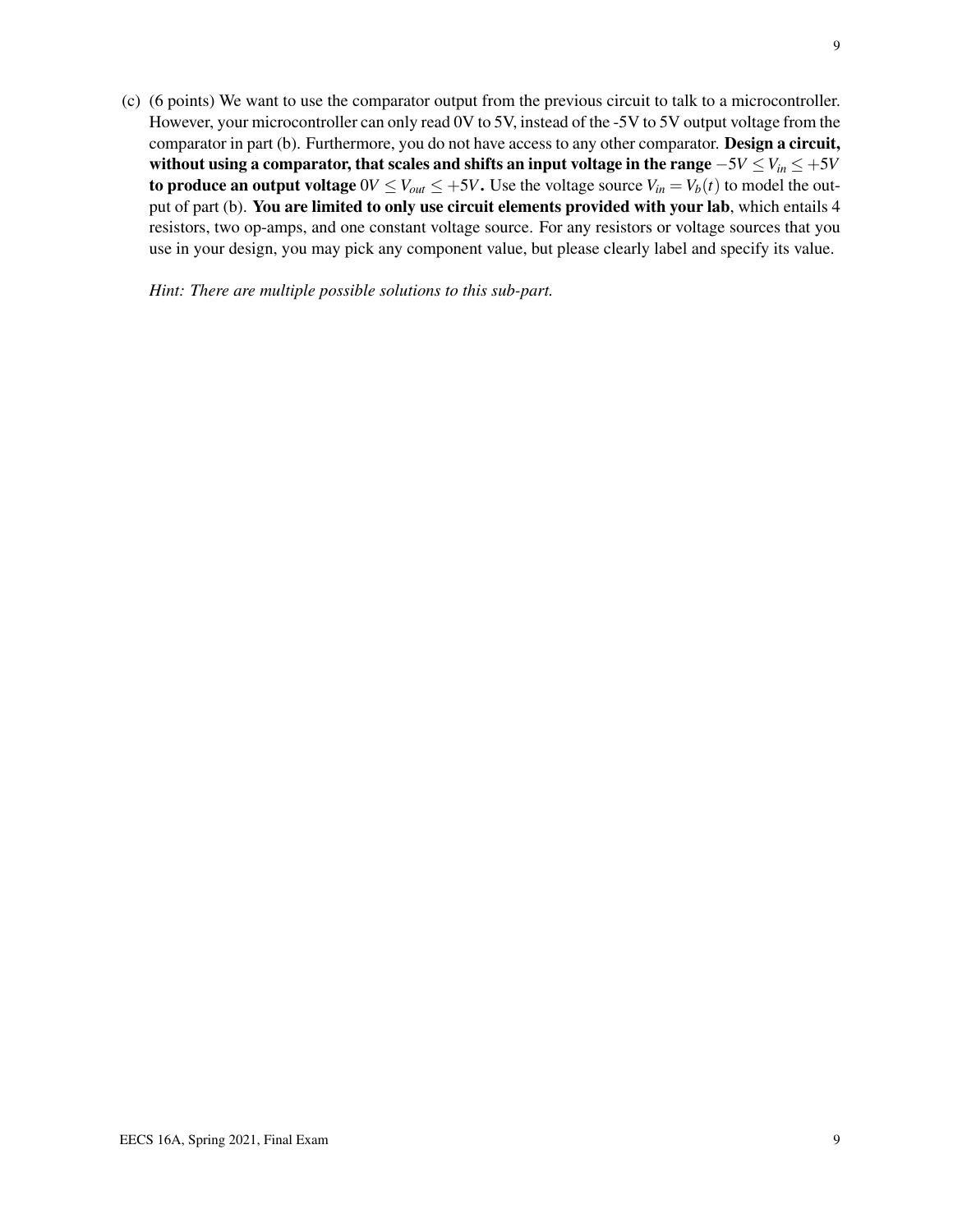(c) (6 points) We want to use the comparator output from the previous circuit to talk to a microcontroller. However, your microcontroller can only read 0V to 5V, instead of the -5V to 5V output voltage from the comparator in part (b). Furthermore, you do not have access to any other comparator. **Design a circuit, without using a comparator, that scales and shifts an input voltage in the range $-5V \leq V_{in} \leq +5V$ to produce an output voltage $0V \leq V_{out} \leq +5V$.** Use the voltage source $V_{in} = V_b(t)$ to model the output of part (b). **You are limited to only use circuit elements provided with your lab**, which entails 4 resistors, two op-amps, and one constant voltage source. For any resistors or voltage sources that you use in your design, you may pick any component value, but please clearly label and specify its value.

*Hint: There are multiple possible solutions to this sub-part.*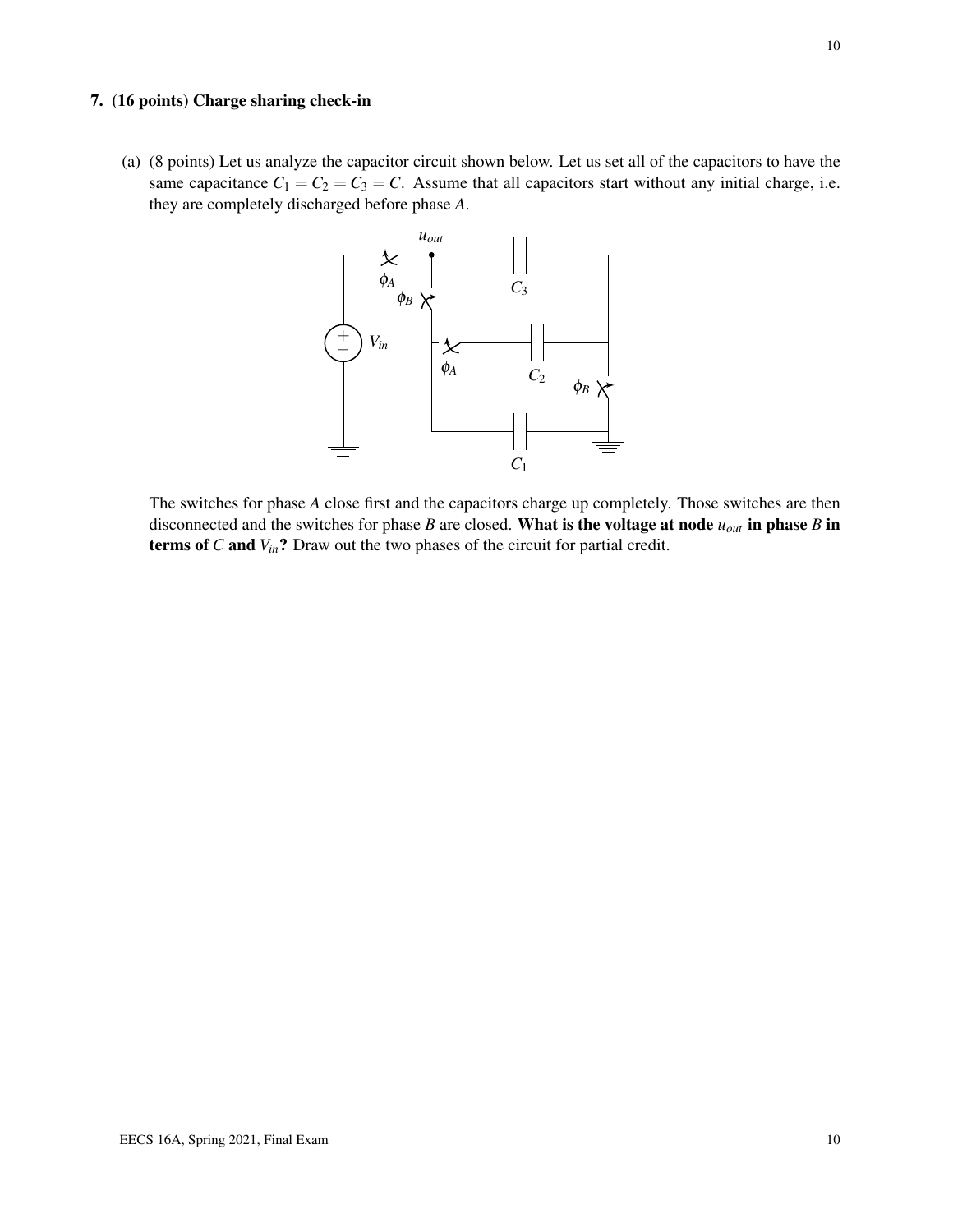## 7. (16 points) Charge sharing check-in

(a) (8 points) Let us analyze the capacitor circuit shown below. Let us set all of the capacitors to have the same capacitance $C_1 = C_2 = C_3 = C$. Assume that all capacitors start without any initial charge, i.e. they are completely discharged before phase $A$.

The switches for phase $A$ close first and the capacitors charge up completely. Those switches are then disconnected and the switches for phase $B$ are closed. **What is the voltage at node $u_{out}$ in phase $B$ in terms of $C$ and $V_{in}$?** Draw out the two phases of the circuit for partial credit.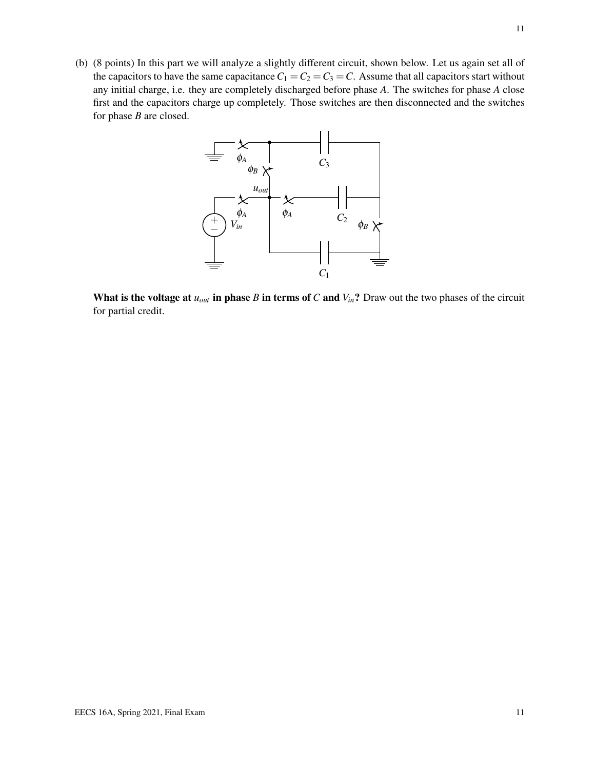(b) (8 points) In this part we will analyze a slightly different circuit, shown below. Let us again set all of the capacitors to have the same capacitance $C_1 = C_2 = C_3 = C$. Assume that all capacitors start without any initial charge, i.e. they are completely discharged before phase $A$. The switches for phase $A$ close first and the capacitors charge up completely. Those switches are then disconnected and the switches for phase $B$ are closed.

**What is the voltage at $u_{out}$ in phase $B$ in terms of $C$ and $V_{in}$?** Draw out the two phases of the circuit for partial credit.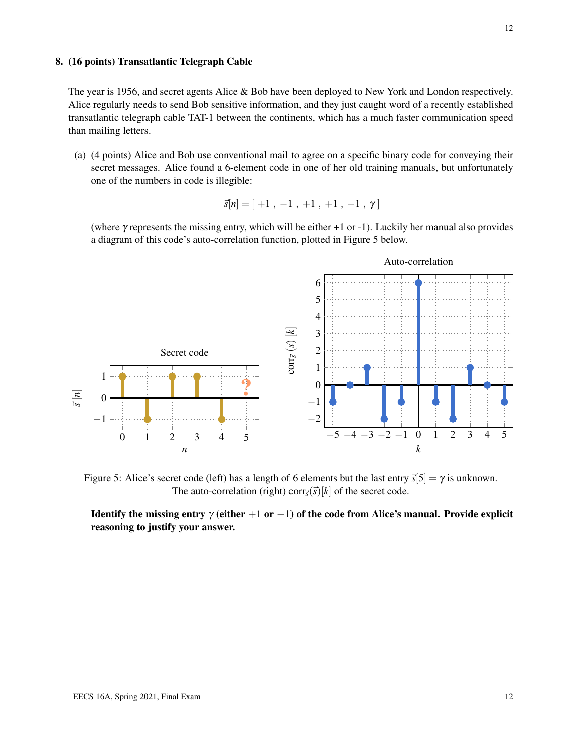**8. (16 points) Transatlantic Telegraph Cable**

The year is 1956, and secret agents Alice & Bob have been deployed to New York and London respectively. Alice regularly needs to send Bob sensitive information, and they just caught word of a recently established transatlantic telegraph cable TAT-1 between the continents, which has a much faster communication speed than mailing letters.

(a) (4 points) Alice and Bob use conventional mail to agree on a specific binary code for conveying their secret messages. Alice found a 6-element code in one of her old training manuals, but unfortunately one of the numbers in code is illegible:

$$\vec{s}[n] = [\,+1\,,\,-1\,,\,+1\,,\,+1\,,\,-1\,,\,\gamma\,]$$

(where $\gamma$ represents the missing entry, which will be either +1 or -1). Luckily her manual also provides a diagram of this code's auto-correlation function, plotted in Figure 5 below.

Figure 5: Alice's secret code (left) has a length of 6 elements but the last entry $\vec{s}[5] = \gamma$ is unknown. The auto-correlation (right) $\text{corr}_{\vec{s}}(\vec{s})[k]$ of the secret code.

**Identify the missing entry $\gamma$ (either $+1$ or $-1$) of the code from Alice's manual. Provide explicit reasoning to justify your answer.**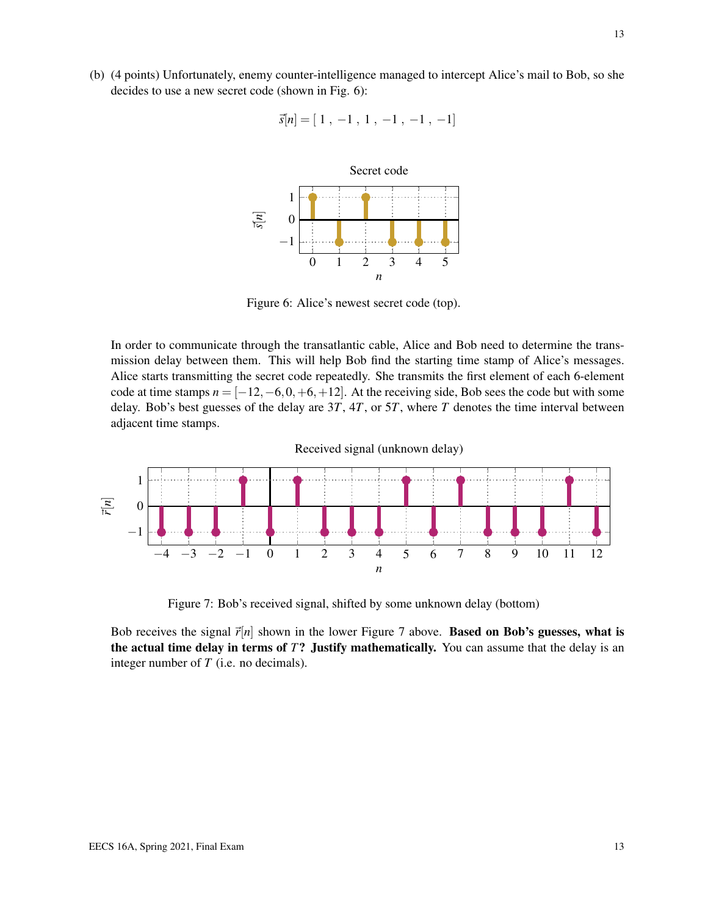(b) (4 points) Unfortunately, enemy counter-intelligence managed to intercept Alice's mail to Bob, so she decides to use a new secret code (shown in Fig. 6):

$$\vec{s}[n] = [\,1\,,\,-1\,,\,1\,,\,-1\,,\,-1\,,\,-1]$$

Figure 6: Alice's newest secret code (top).

In order to communicate through the transatlantic cable, Alice and Bob need to determine the transmission delay between them. This will help Bob find the starting time stamp of Alice's messages. Alice starts transmitting the secret code repeatedly. She transmits the first element of each 6-element code at time stamps $n = [-12, -6, 0, +6, +12]$. At the receiving side, Bob sees the code but with some delay. Bob's best guesses of the delay are $3T$, $4T$, or $5T$, where $T$ denotes the time interval between adjacent time stamps.

Figure 7: Bob's received signal, shifted by some unknown delay (bottom)

Bob receives the signal $\vec{r}[n]$ shown in the lower Figure 7 above. **Based on Bob's guesses, what is the actual time delay in terms of $T$? Justify mathematically.** You can assume that the delay is an integer number of $T$ (i.e. no decimals).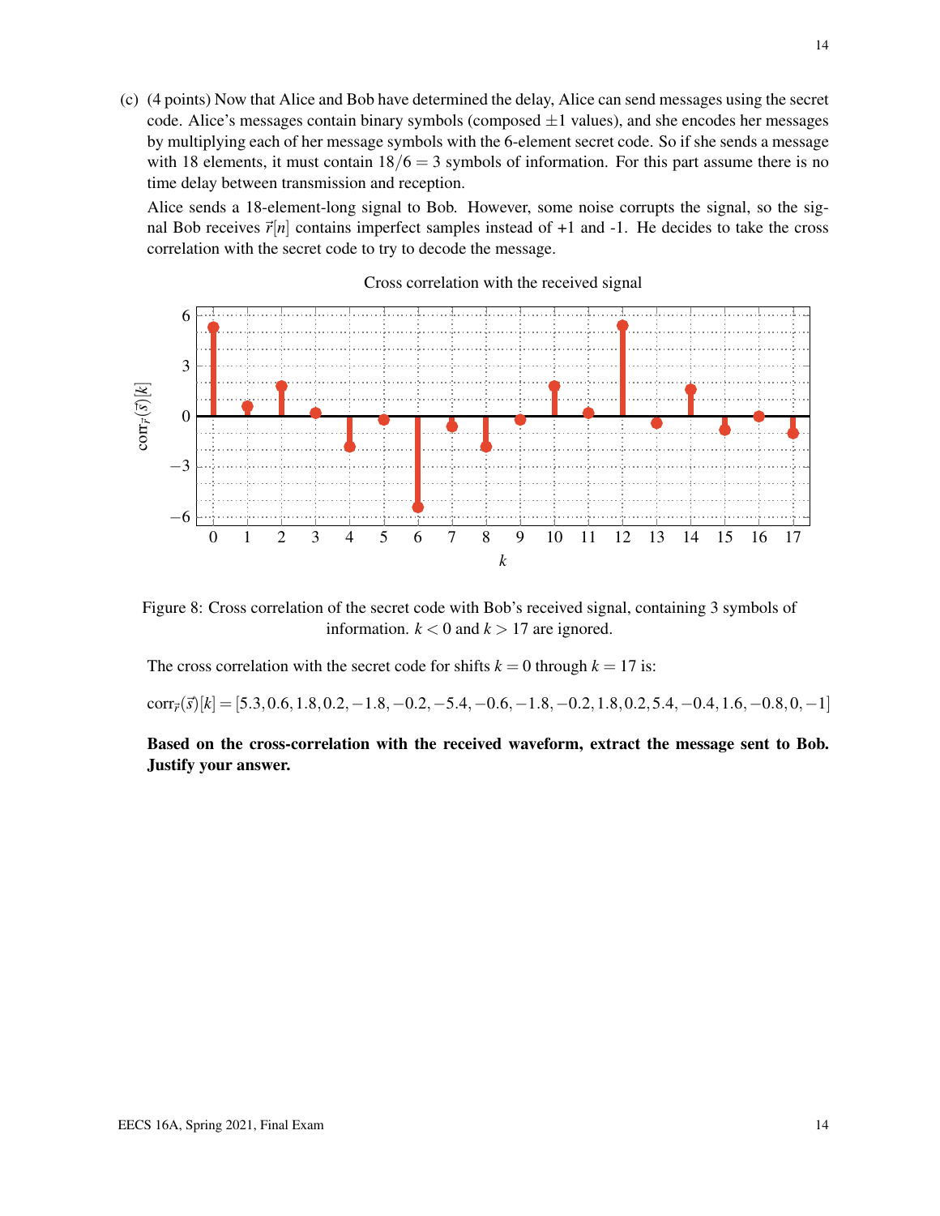(c) (4 points) Now that Alice and Bob have determined the delay, Alice can send messages using the secret code. Alice's messages contain binary symbols (composed $\pm 1$ values), and she encodes her messages by multiplying each of her message symbols with the 6-element secret code. So if she sends a message with 18 elements, it must contain $18/6 = 3$ symbols of information. For this part assume there is no time delay between transmission and reception.

Alice sends a 18-element-long signal to Bob. However, some noise corrupts the signal, so the signal Bob receives $\vec{r}[n]$ contains imperfect samples instead of +1 and -1. He decides to take the cross correlation with the secret code to try to decode the message.

Figure 8: Cross correlation of the secret code with Bob's received signal, containing 3 symbols of information. $k < 0$ and $k > 17$ are ignored.

The cross correlation with the secret code for shifts $k = 0$ through $k = 17$ is:

$$\text{corr}_{\vec{r}}(\vec{s})[k] = [5.3, 0.6, 1.8, 0.2, -1.8, -0.2, -5.4, -0.6, -1.8, -0.2, 1.8, 0.2, 5.4, -0.4, 1.6, -0.8, 0, -1]$$

**Based on the cross-correlation with the received waveform, extract the message sent to Bob. Justify your answer.**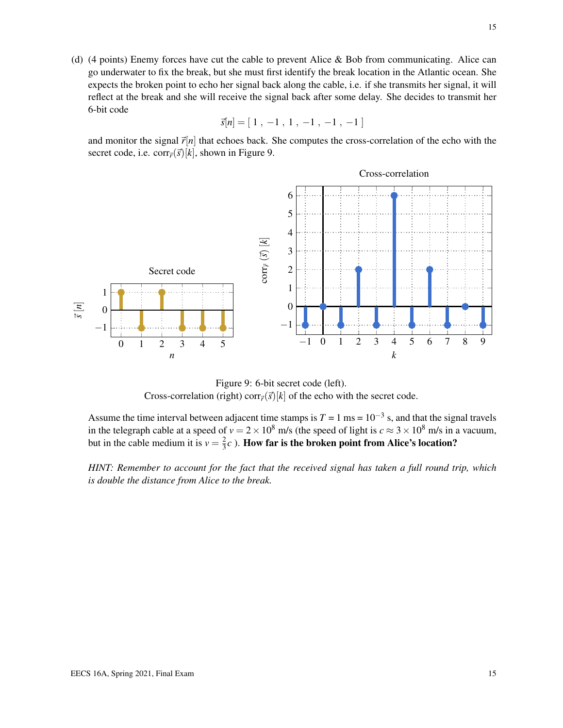(d) (4 points) Enemy forces have cut the cable to prevent Alice & Bob from communicating. Alice can go underwater to fix the break, but she must first identify the break location in the Atlantic ocean. She expects the broken point to echo her signal back along the cable, i.e. if she transmits her signal, it will reflect at the break and she will receive the signal back after some delay. She decides to transmit her 6-bit code

$$\vec{s}[n] = [\,1\,,\,-1\,,\,1\,,\,-1\,,\,-1\,,\,-1\,]$$

and monitor the signal $\vec{r}[n]$ that echoes back. She computes the cross-correlation of the echo with the secret code, i.e. $\text{corr}_{\vec{r}}(\vec{s})[k]$, shown in Figure 9.

Figure 9: 6-bit secret code (left).
Cross-correlation (right) $\text{corr}_{\vec{r}}(\vec{s})[k]$ of the echo with the secret code.

Assume the time interval between adjacent time stamps is $T = 1$ ms $= 10^{-3}$ s, and that the signal travels in the telegraph cable at a speed of $v = 2 \times 10^8$ m/s (the speed of light is $c \approx 3 \times 10^8$ m/s in a vacuum, but in the cable medium it is $v = \frac{2}{3}c$ ). **How far is the broken point from Alice's location?**

*HINT: Remember to account for the fact that the received signal has taken a full round trip, which is double the distance from Alice to the break.*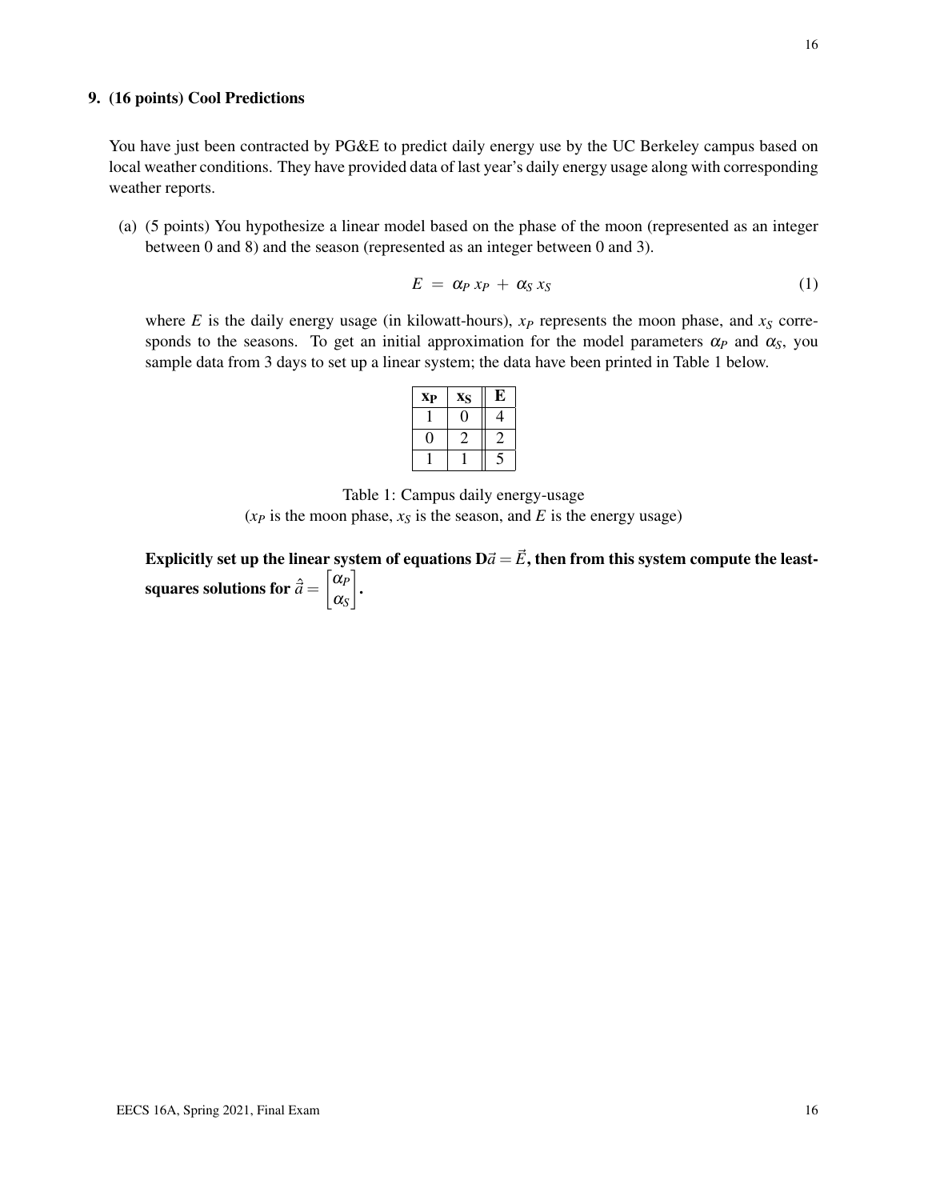**9. (16 points) Cool Predictions**

You have just been contracted by PG&E to predict daily energy use by the UC Berkeley campus based on local weather conditions. They have provided data of last year's daily energy usage along with corresponding weather reports.

(a) (5 points) You hypothesize a linear model based on the phase of the moon (represented as an integer between 0 and 8) and the season (represented as an integer between 0 and 3).

$$E = \alpha_P \, x_P + \alpha_S \, x_S \tag{1}$$

where $E$ is the daily energy usage (in kilowatt-hours), $x_P$ represents the moon phase, and $x_S$ corresponds to the seasons. To get an initial approximation for the model parameters $\alpha_P$ and $\alpha_S$, you sample data from 3 days to set up a linear system; the data have been printed in Table 1 below.

| $\mathbf{x_P}$ | $\mathbf{x_S}$ | **E** |
|---|---|---|
| 1 | 0 | 4 |
| 0 | 2 | 2 |
| 1 | 1 | 5 |

Table 1: Campus daily energy-usage
($x_P$ is the moon phase, $x_S$ is the season, and $E$ is the energy usage)

**Explicitly set up the linear system of equations $\mathbf{D}\vec{a} = \vec{E}$, then from this system compute the least-squares solutions for $\hat{\vec{a}} = \begin{bmatrix} \alpha_P \\ \alpha_S \end{bmatrix}$.**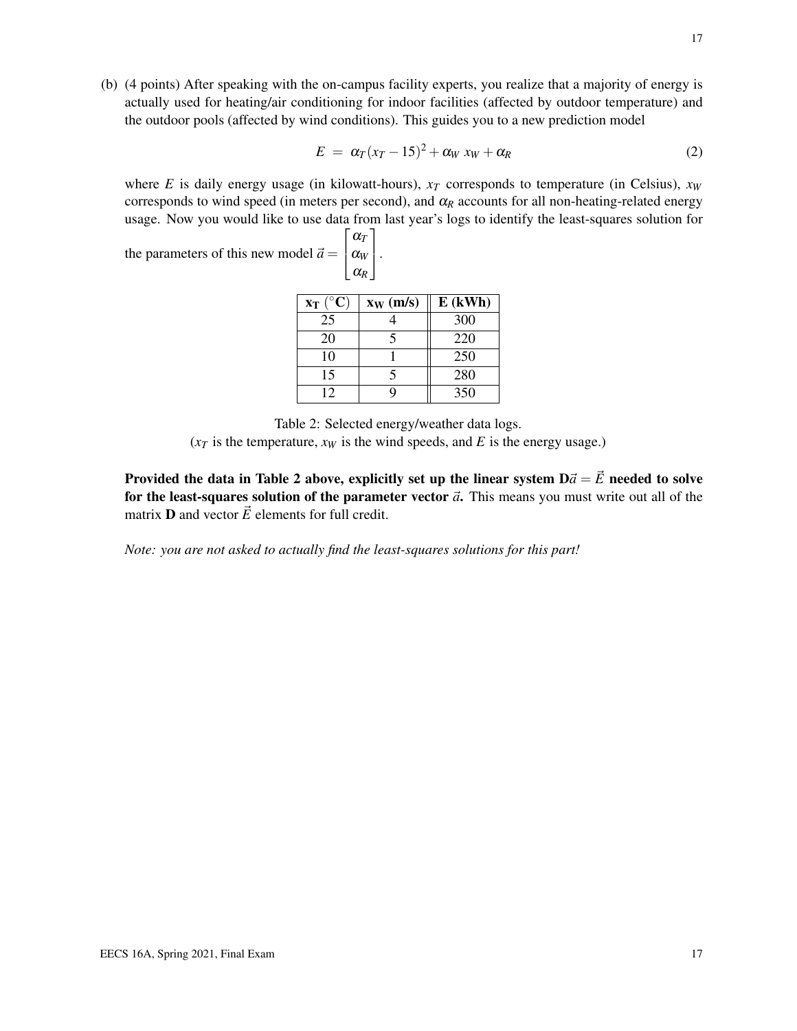(b) (4 points) After speaking with the on-campus facility experts, you realize that a majority of energy is actually used for heating/air conditioning for indoor facilities (affected by outdoor temperature) and the outdoor pools (affected by wind conditions). This guides you to a new prediction model

$$E = \alpha_T (x_T - 15)^2 + \alpha_W \, x_W + \alpha_R \tag{2}$$

where $E$ is daily energy usage (in kilowatt-hours), $x_T$ corresponds to temperature (in Celsius), $x_W$ corresponds to wind speed (in meters per second), and $\alpha_R$ accounts for all non-heating-related energy usage. Now you would like to use data from last year's logs to identify the least-squares solution for the parameters of this new model $\vec{a} = \begin{bmatrix} \alpha_T \\ \alpha_W \\ \alpha_R \end{bmatrix}$.

| $\mathbf{x_T}$ (°C) | $\mathbf{x_W}$ (m/s) | E (kWh) |
|---|---|---|
| 25 | 4 | 300 |
| 20 | 5 | 220 |
| 10 | 1 | 250 |
| 15 | 5 | 280 |
| 12 | 9 | 350 |

Table 2: Selected energy/weather data logs.
($x_T$ is the temperature, $x_W$ is the wind speeds, and $E$ is the energy usage.)

**Provided the data in Table 2 above, explicitly set up the linear system $\mathbf{D}\vec{a} = \vec{E}$ needed to solve for the least-squares solution of the parameter vector $\vec{a}$.** This means you must write out all of the matrix $\mathbf{D}$ and vector $\vec{E}$ elements for full credit.

*Note: you are not asked to actually find the least-squares solutions for this part!*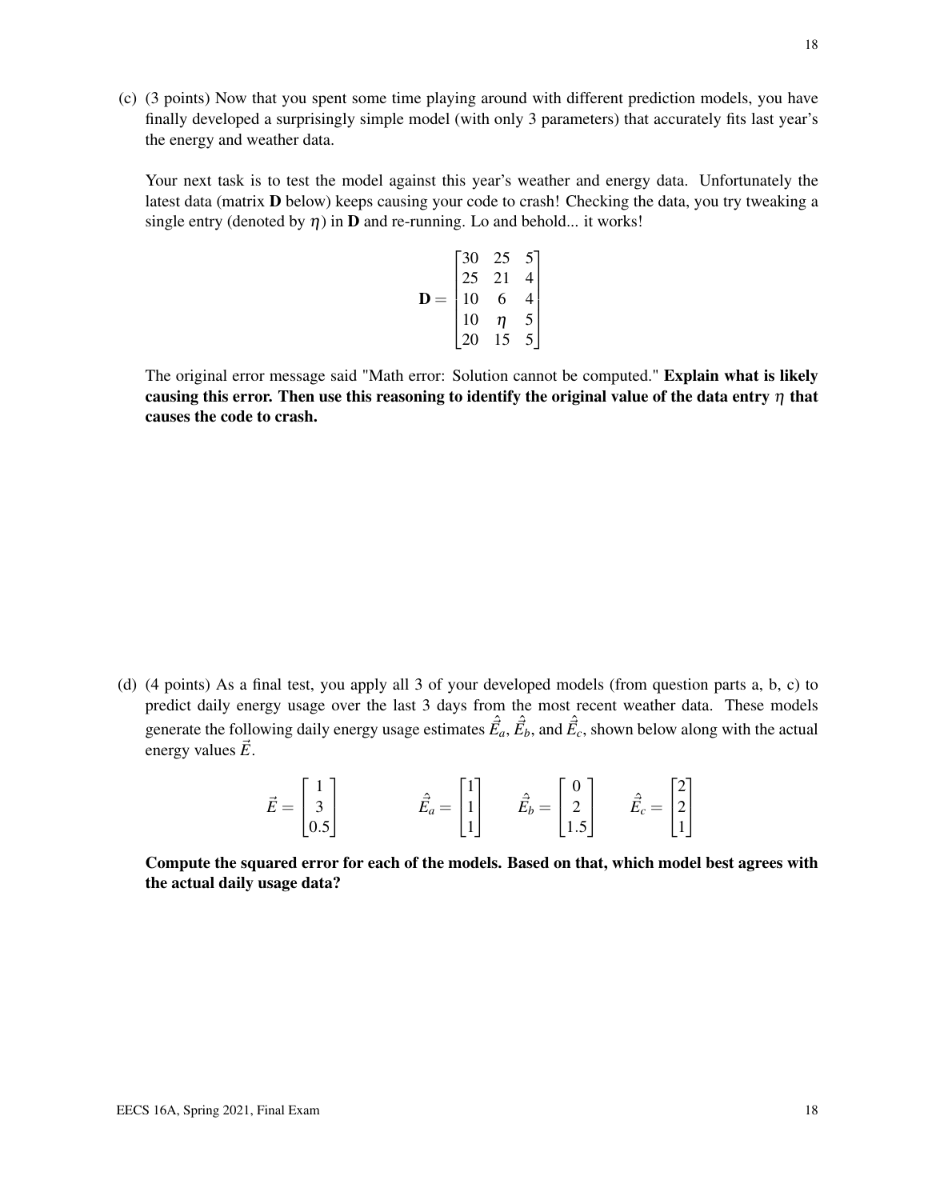(c) (3 points) Now that you spent some time playing around with different prediction models, you have finally developed a surprisingly simple model (with only 3 parameters) that accurately fits last year's the energy and weather data.

Your next task is to test the model against this year's weather and energy data. Unfortunately the latest data (matrix $\mathbf{D}$ below) keeps causing your code to crash! Checking the data, you try tweaking a single entry (denoted by $\eta$) in $\mathbf{D}$ and re-running. Lo and behold... it works!

$$\mathbf{D} = \begin{bmatrix} 30 & 25 & 5 \\ 25 & 21 & 4 \\ 10 & 6 & 4 \\ 10 & \eta & 5 \\ 20 & 15 & 5 \end{bmatrix}$$

The original error message said "Math error: Solution cannot be computed." **Explain what is likely causing this error. Then use this reasoning to identify the original value of the data entry $\eta$ that causes the code to crash.**

(d) (4 points) As a final test, you apply all 3 of your developed models (from question parts a, b, c) to predict daily energy usage over the last 3 days from the most recent weather data. These models generate the following daily energy usage estimates $\hat{\vec{E}}_a$, $\hat{\vec{E}}_b$, and $\hat{\vec{E}}_c$, shown below along with the actual energy values $\vec{E}$.

$$\vec{E} = \begin{bmatrix} 1 \\ 3 \\ 0.5 \end{bmatrix} \qquad \hat{\vec{E}}_a = \begin{bmatrix} 1 \\ 1 \\ 1 \end{bmatrix} \quad \hat{\vec{E}}_b = \begin{bmatrix} 0 \\ 2 \\ 1.5 \end{bmatrix} \quad \hat{\vec{E}}_c = \begin{bmatrix} 2 \\ 2 \\ 1 \end{bmatrix}$$

**Compute the squared error for each of the models. Based on that, which model best agrees with the actual daily usage data?**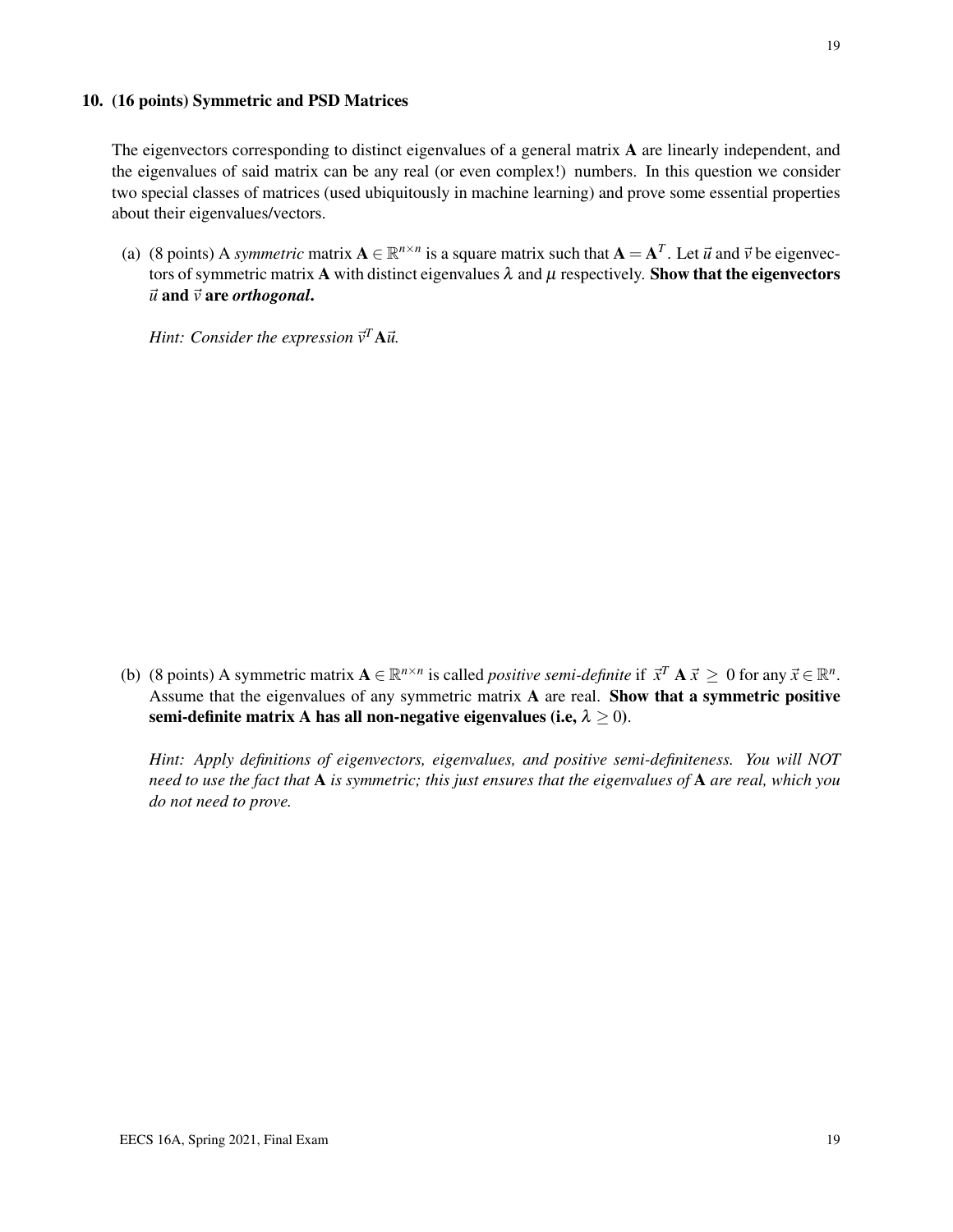## 10. (16 points) Symmetric and PSD Matrices

The eigenvectors corresponding to distinct eigenvalues of a general matrix $\mathbf{A}$ are linearly independent, and the eigenvalues of said matrix can be any real (or even complex!) numbers. In this question we consider two special classes of matrices (used ubiquitously in machine learning) and prove some essential properties about their eigenvalues/vectors.

(a) (8 points) A *symmetric* matrix $\mathbf{A} \in \mathbb{R}^{n \times n}$ is a square matrix such that $\mathbf{A} = \mathbf{A}^T$. Let $\vec{u}$ and $\vec{v}$ be eigenvectors of symmetric matrix $\mathbf{A}$ with distinct eigenvalues $\lambda$ and $\mu$ respectively. **Show that the eigenvectors $\vec{u}$ and $\vec{v}$ are *orthogonal*.**

*Hint: Consider the expression $\vec{v}^T \mathbf{A} \vec{u}$.*

(b) (8 points) A symmetric matrix $\mathbf{A} \in \mathbb{R}^{n \times n}$ is called *positive semi-definite* if $\vec{x}^T \mathbf{A} \vec{x} \geq 0$ for any $\vec{x} \in \mathbb{R}^n$. Assume that the eigenvalues of any symmetric matrix $\mathbf{A}$ are real. **Show that a symmetric positive semi-definite matrix A has all non-negative eigenvalues (i.e, $\lambda \geq 0$).**

*Hint: Apply definitions of eigenvectors, eigenvalues, and positive semi-definiteness. You will NOT need to use the fact that $\mathbf{A}$ is symmetric; this just ensures that the eigenvalues of $\mathbf{A}$ are real, which you do not need to prove.*